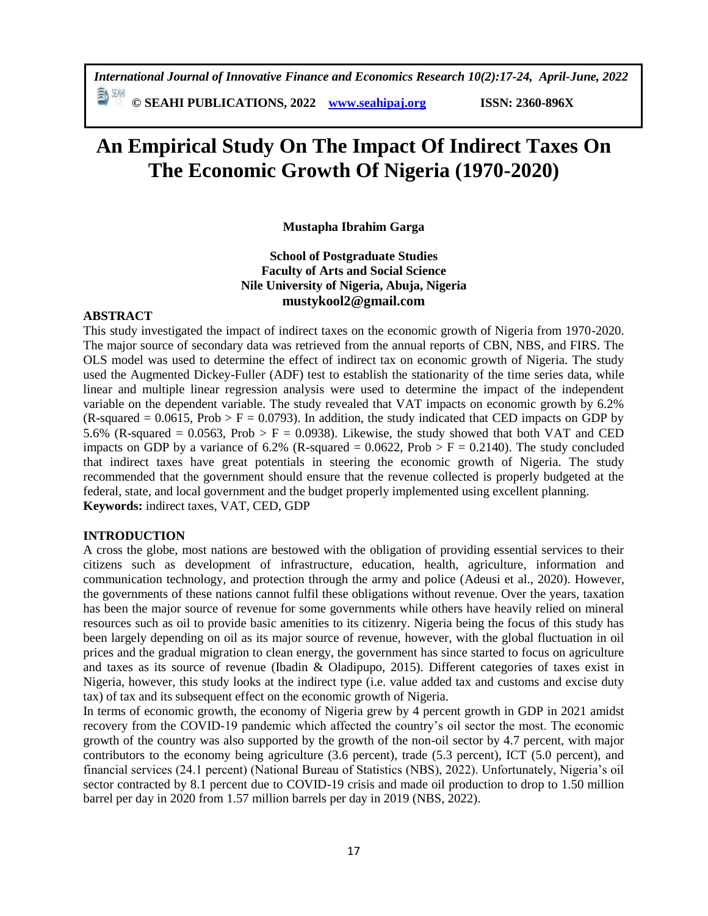# An Empirical Study On The Impact Of Indirect Taxes On The Economic Growth Of Nigeria (1970-2020)

**Mustapha Ibrahim Garga**

**School of Postgraduate Studies**
**Faculty of Arts and Social Science**
**Nile University of Nigeria, Abuja, Nigeria**
**mustykool2@gmail.com**

## ABSTRACT

This study investigated the impact of indirect taxes on the economic growth of Nigeria from 1970-2020. The major source of secondary data was retrieved from the annual reports of CBN, NBS, and FIRS. The OLS model was used to determine the effect of indirect tax on economic growth of Nigeria. The study used the Augmented Dickey-Fuller (ADF) test to establish the stationarity of the time series data, while linear and multiple linear regression analysis were used to determine the impact of the independent variable on the dependent variable. The study revealed that VAT impacts on economic growth by 6.2% (R-squared = 0.0615, Prob > F = 0.0793). In addition, the study indicated that CED impacts on GDP by 5.6% (R-squared = 0.0563, Prob > F = 0.0938). Likewise, the study showed that both VAT and CED impacts on GDP by a variance of 6.2% (R-squared = 0.0622, Prob > F = 0.2140). The study concluded that indirect taxes have great potentials in steering the economic growth of Nigeria. The study recommended that the government should ensure that the revenue collected is properly budgeted at the federal, state, and local government and the budget properly implemented using excellent planning.

**Keywords:** indirect taxes, VAT, CED, GDP

## INTRODUCTION

A cross the globe, most nations are bestowed with the obligation of providing essential services to their citizens such as development of infrastructure, education, health, agriculture, information and communication technology, and protection through the army and police (Adeusi et al., 2020). However, the governments of these nations cannot fulfil these obligations without revenue. Over the years, taxation has been the major source of revenue for some governments while others have heavily relied on mineral resources such as oil to provide basic amenities to its citizenry. Nigeria being the focus of this study has been largely depending on oil as its major source of revenue, however, with the global fluctuation in oil prices and the gradual migration to clean energy, the government has since started to focus on agriculture and taxes as its source of revenue (Ibadin & Oladipupo, 2015). Different categories of taxes exist in Nigeria, however, this study looks at the indirect type (i.e. value added tax and customs and excise duty tax) of tax and its subsequent effect on the economic growth of Nigeria.

In terms of economic growth, the economy of Nigeria grew by 4 percent growth in GDP in 2021 amidst recovery from the COVID-19 pandemic which affected the country's oil sector the most. The economic growth of the country was also supported by the growth of the non-oil sector by 4.7 percent, with major contributors to the economy being agriculture (3.6 percent), trade (5.3 percent), ICT (5.0 percent), and financial services (24.1 percent) (National Bureau of Statistics (NBS), 2022). Unfortunately, Nigeria's oil sector contracted by 8.1 percent due to COVID-19 crisis and made oil production to drop to 1.50 million barrel per day in 2020 from 1.57 million barrels per day in 2019 (NBS, 2022).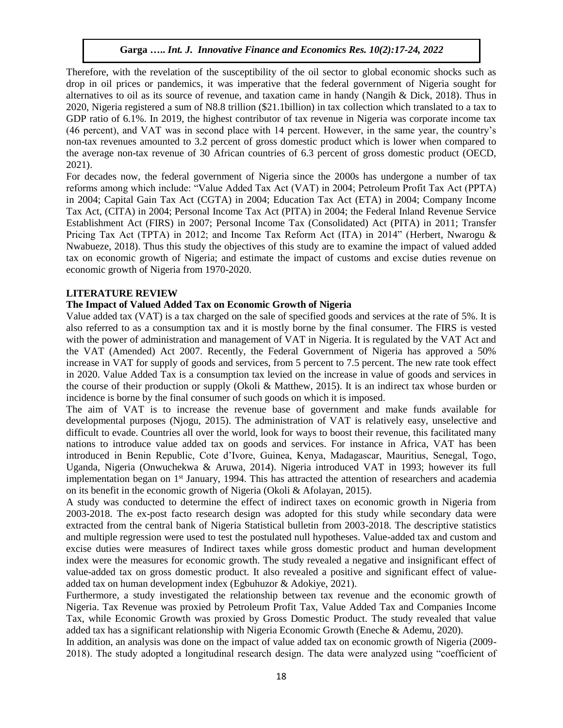Therefore, with the revelation of the susceptibility of the oil sector to global economic shocks such as drop in oil prices or pandemics, it was imperative that the federal government of Nigeria sought for alternatives to oil as its source of revenue, and taxation came in handy (Nangih & Dick, 2018). Thus in 2020, Nigeria registered a sum of N8.8 trillion ($21.1billion) in tax collection which translated to a tax to GDP ratio of 6.1%. In 2019, the highest contributor of tax revenue in Nigeria was corporate income tax (46 percent), and VAT was in second place with 14 percent. However, in the same year, the country's non-tax revenues amounted to 3.2 percent of gross domestic product which is lower when compared to the average non-tax revenue of 30 African countries of 6.3 percent of gross domestic product (OECD, 2021).

For decades now, the federal government of Nigeria since the 2000s has undergone a number of tax reforms among which include: "Value Added Tax Act (VAT) in 2004; Petroleum Profit Tax Act (PPTA) in 2004; Capital Gain Tax Act (CGTA) in 2004; Education Tax Act (ETA) in 2004; Company Income Tax Act, (CITA) in 2004; Personal Income Tax Act (PITA) in 2004; the Federal Inland Revenue Service Establishment Act (FIRS) in 2007; Personal Income Tax (Consolidated) Act (PITA) in 2011; Transfer Pricing Tax Act (TPTA) in 2012; and Income Tax Reform Act (ITA) in 2014" (Herbert, Nwarogu & Nwabueze, 2018). Thus this study the objectives of this study are to examine the impact of valued added tax on economic growth of Nigeria; and estimate the impact of customs and excise duties revenue on economic growth of Nigeria from 1970-2020.

## LITERATURE REVIEW

### The Impact of Valued Added Tax on Economic Growth of Nigeria

Value added tax (VAT) is a tax charged on the sale of specified goods and services at the rate of 5%. It is also referred to as a consumption tax and it is mostly borne by the final consumer. The FIRS is vested with the power of administration and management of VAT in Nigeria. It is regulated by the VAT Act and the VAT (Amended) Act 2007. Recently, the Federal Government of Nigeria has approved a 50% increase in VAT for supply of goods and services, from 5 percent to 7.5 percent. The new rate took effect in 2020. Value Added Tax is a consumption tax levied on the increase in value of goods and services in the course of their production or supply (Okoli & Matthew, 2015). It is an indirect tax whose burden or incidence is borne by the final consumer of such goods on which it is imposed.

The aim of VAT is to increase the revenue base of government and make funds available for developmental purposes (Njogu, 2015). The administration of VAT is relatively easy, unselective and difficult to evade. Countries all over the world, look for ways to boost their revenue, this facilitated many nations to introduce value added tax on goods and services. For instance in Africa, VAT has been introduced in Benin Republic, Cote d'Ivore, Guinea, Kenya, Madagascar, Mauritius, Senegal, Togo, Uganda, Nigeria (Onwuchekwa & Aruwa, 2014). Nigeria introduced VAT in 1993; however its full implementation began on 1st January, 1994. This has attracted the attention of researchers and academia on its benefit in the economic growth of Nigeria (Okoli & Afolayan, 2015).

A study was conducted to determine the effect of indirect taxes on economic growth in Nigeria from 2003-2018. The ex-post facto research design was adopted for this study while secondary data were extracted from the central bank of Nigeria Statistical bulletin from 2003-2018. The descriptive statistics and multiple regression were used to test the postulated null hypotheses. Value-added tax and custom and excise duties were measures of Indirect taxes while gross domestic product and human development index were the measures for economic growth. The study revealed a negative and insignificant effect of value-added tax on gross domestic product. It also revealed a positive and significant effect of value-added tax on human development index (Egbuhuzor & Adokiye, 2021).

Furthermore, a study investigated the relationship between tax revenue and the economic growth of Nigeria. Tax Revenue was proxied by Petroleum Profit Tax, Value Added Tax and Companies Income Tax, while Economic Growth was proxied by Gross Domestic Product. The study revealed that value added tax has a significant relationship with Nigeria Economic Growth (Eneche & Ademu, 2020).

In addition, an analysis was done on the impact of value added tax on economic growth of Nigeria (2009-2018). The study adopted a longitudinal research design. The data were analyzed using "coefficient of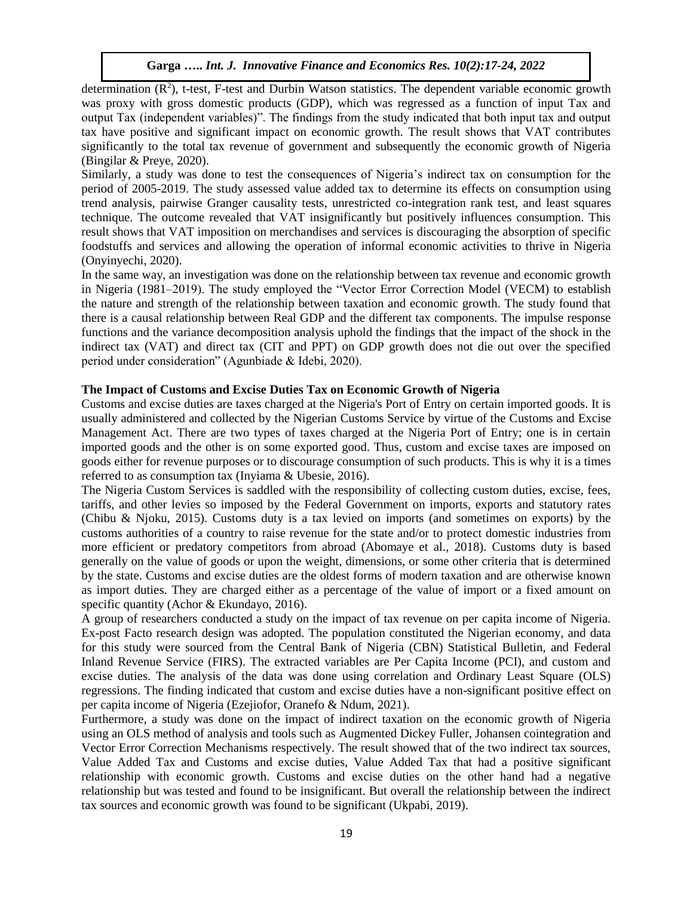determination ($R^2$), t-test, F-test and Durbin Watson statistics. The dependent variable economic growth was proxy with gross domestic products (GDP), which was regressed as a function of input Tax and output Tax (independent variables)". The findings from the study indicated that both input tax and output tax have positive and significant impact on economic growth. The result shows that VAT contributes significantly to the total tax revenue of government and subsequently the economic growth of Nigeria (Bingilar & Preye, 2020).

Similarly, a study was done to test the consequences of Nigeria's indirect tax on consumption for the period of 2005-2019. The study assessed value added tax to determine its effects on consumption using trend analysis, pairwise Granger causality tests, unrestricted co-integration rank test, and least squares technique. The outcome revealed that VAT insignificantly but positively influences consumption. This result shows that VAT imposition on merchandises and services is discouraging the absorption of specific foodstuffs and services and allowing the operation of informal economic activities to thrive in Nigeria (Onyinyechi, 2020).

In the same way, an investigation was done on the relationship between tax revenue and economic growth in Nigeria (1981–2019). The study employed the "Vector Error Correction Model (VECM) to establish the nature and strength of the relationship between taxation and economic growth. The study found that there is a causal relationship between Real GDP and the different tax components. The impulse response functions and the variance decomposition analysis uphold the findings that the impact of the shock in the indirect tax (VAT) and direct tax (CIT and PPT) on GDP growth does not die out over the specified period under consideration" (Agunbiade & Idebi, 2020).

**The Impact of Customs and Excise Duties Tax on Economic Growth of Nigeria**

Customs and excise duties are taxes charged at the Nigeria's Port of Entry on certain imported goods. It is usually administered and collected by the Nigerian Customs Service by virtue of the Customs and Excise Management Act. There are two types of taxes charged at the Nigeria Port of Entry; one is in certain imported goods and the other is on some exported good. Thus, custom and excise taxes are imposed on goods either for revenue purposes or to discourage consumption of such products. This is why it is a times referred to as consumption tax (Inyiama & Ubesie, 2016).

The Nigeria Custom Services is saddled with the responsibility of collecting custom duties, excise, fees, tariffs, and other levies so imposed by the Federal Government on imports, exports and statutory rates (Chibu & Njoku, 2015). Customs duty is a tax levied on imports (and sometimes on exports) by the customs authorities of a country to raise revenue for the state and/or to protect domestic industries from more efficient or predatory competitors from abroad (Abomaye et al., 2018). Customs duty is based generally on the value of goods or upon the weight, dimensions, or some other criteria that is determined by the state. Customs and excise duties are the oldest forms of modern taxation and are otherwise known as import duties. They are charged either as a percentage of the value of import or a fixed amount on specific quantity (Achor & Ekundayo, 2016).

A group of researchers conducted a study on the impact of tax revenue on per capita income of Nigeria. Ex-post Facto research design was adopted. The population constituted the Nigerian economy, and data for this study were sourced from the Central Bank of Nigeria (CBN) Statistical Bulletin, and Federal Inland Revenue Service (FIRS). The extracted variables are Per Capita Income (PCI), and custom and excise duties. The analysis of the data was done using correlation and Ordinary Least Square (OLS) regressions. The finding indicated that custom and excise duties have a non-significant positive effect on per capita income of Nigeria (Ezejiofor, Oranefo & Ndum, 2021).

Furthermore, a study was done on the impact of indirect taxation on the economic growth of Nigeria using an OLS method of analysis and tools such as Augmented Dickey Fuller, Johansen cointegration and Vector Error Correction Mechanisms respectively. The result showed that of the two indirect tax sources, Value Added Tax and Customs and excise duties, Value Added Tax that had a positive significant relationship with economic growth. Customs and excise duties on the other hand had a negative relationship but was tested and found to be insignificant. But overall the relationship between the indirect tax sources and economic growth was found to be significant (Ukpabi, 2019).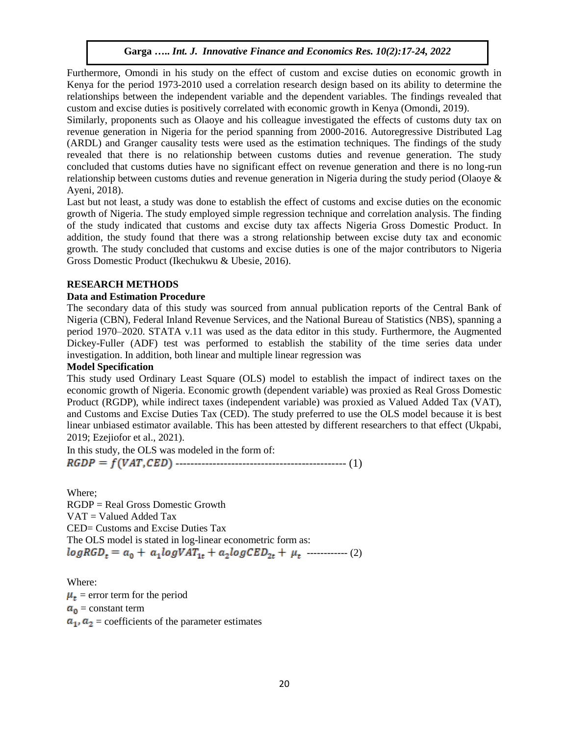Furthermore, Omondi in his study on the effect of custom and excise duties on economic growth in Kenya for the period 1973-2010 used a correlation research design based on its ability to determine the relationships between the independent variable and the dependent variables. The findings revealed that custom and excise duties is positively correlated with economic growth in Kenya (Omondi, 2019).

Similarly, proponents such as Olaoye and his colleague investigated the effects of customs duty tax on revenue generation in Nigeria for the period spanning from 2000-2016. Autoregressive Distributed Lag (ARDL) and Granger causality tests were used as the estimation techniques. The findings of the study revealed that there is no relationship between customs duties and revenue generation. The study concluded that customs duties have no significant effect on revenue generation and there is no long-run relationship between customs duties and revenue generation in Nigeria during the study period (Olaoye & Ayeni, 2018).

Last but not least, a study was done to establish the effect of customs and excise duties on the economic growth of Nigeria. The study employed simple regression technique and correlation analysis. The finding of the study indicated that customs and excise duty tax affects Nigeria Gross Domestic Product. In addition, the study found that there was a strong relationship between excise duty tax and economic growth. The study concluded that customs and excise duties is one of the major contributors to Nigeria Gross Domestic Product (Ikechukwu & Ubesie, 2016).

## RESEARCH METHODS

### Data and Estimation Procedure

The secondary data of this study was sourced from annual publication reports of the Central Bank of Nigeria (CBN), Federal Inland Revenue Services, and the National Bureau of Statistics (NBS), spanning a period 1970–2020. STATA v.11 was used as the data editor in this study. Furthermore, the Augmented Dickey-Fuller (ADF) test was performed to establish the stability of the time series data under investigation. In addition, both linear and multiple linear regression was

### Model Specification

This study used Ordinary Least Square (OLS) model to establish the impact of indirect taxes on the economic growth of Nigeria. Economic growth (dependent variable) was proxied as Real Gross Domestic Product (RGDP), while indirect taxes (independent variable) was proxied as Valued Added Tax (VAT), and Customs and Excise Duties Tax (CED). The study preferred to use the OLS model because it is best linear unbiased estimator available. This has been attested by different researchers to that effect (Ukpabi, 2019; Ezejiofor et al., 2021).

In this study, the OLS was modeled in the form of:

$$RGDP = f(VAT, CED) \quad \text{----------------------------------------------} \quad (1)$$

Where;

RGDP = Real Gross Domestic Growth

VAT = Valued Added Tax

CED= Customs and Excise Duties Tax

The OLS model is stated in log-linear econometric form as:

$$logRGD_t = a_0 + a_1 logVAT_{1t} + a_2 logCED_{2t} + \mu_t \quad \text{------------} \quad (2)$$

Where:

$\mu_t$ = error term for the period

$a_0$ = constant term

$a_1, a_2$ = coefficients of the parameter estimates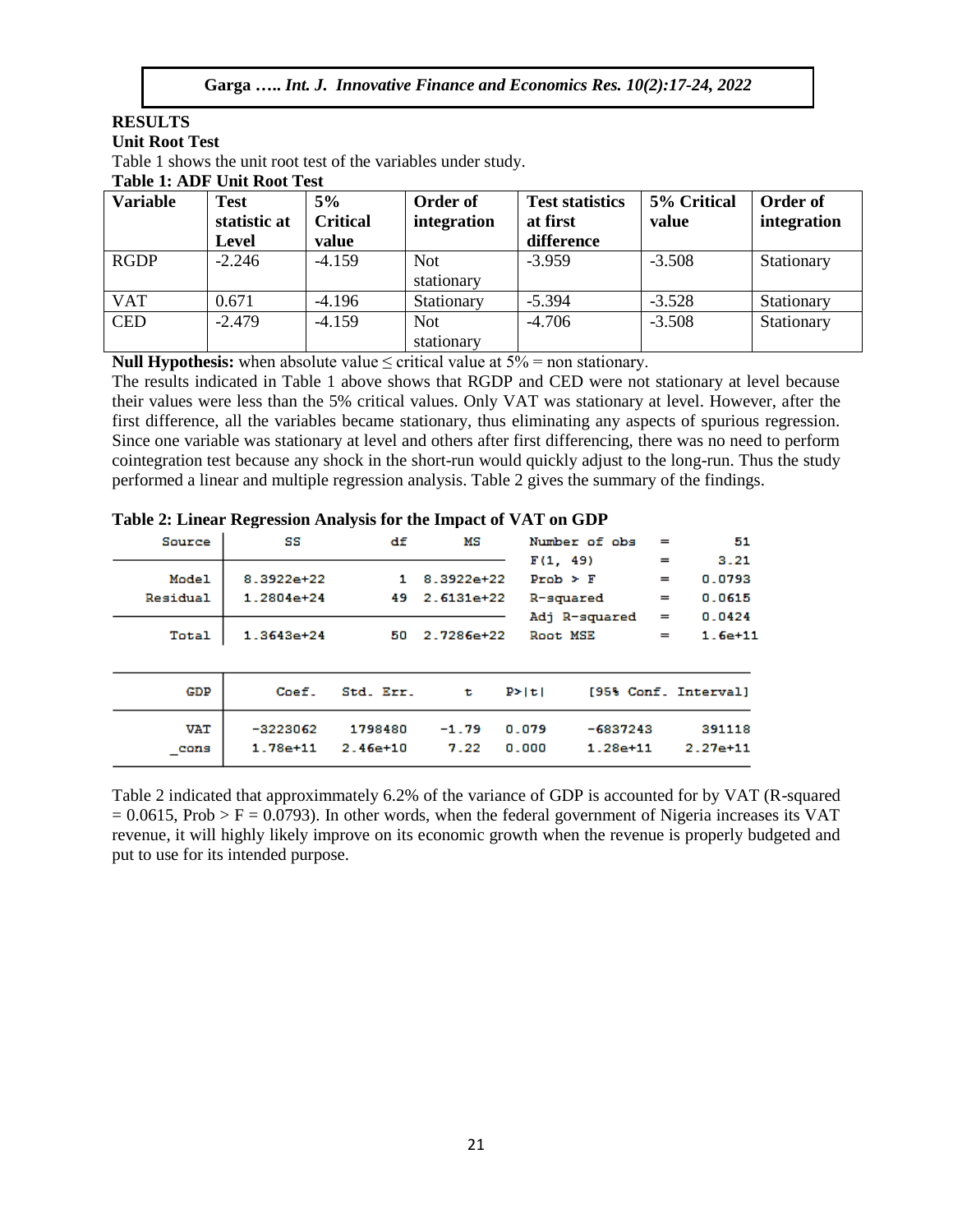## RESULTS

### Unit Root Test

Table 1 shows the unit root test of the variables under study.

**Table 1: ADF Unit Root Test**

| Variable | Test statistic at Level | 5% Critical value | Order of integration | Test statistics at first difference | 5% Critical value | Order of integration |
|---|---|---|---|---|---|---|
| RGDP | -2.246 | -4.159 | Not stationary | -3.959 | -3.508 | Stationary |
| VAT | 0.671 | -4.196 | Stationary | -5.394 | -3.528 | Stationary |
| CED | -2.479 | -4.159 | Not stationary | -4.706 | -3.508 | Stationary |

**Null Hypothesis:** when absolute value ≤ critical value at 5% = non stationary.

The results indicated in Table 1 above shows that RGDP and CED were not stationary at level because their values were less than the 5% critical values. Only VAT was stationary at level. However, after the first difference, all the variables became stationary, thus eliminating any aspects of spurious regression. Since one variable was stationary at level and others after first differencing, there was no need to perform cointegration test because any shock in the short-run would quickly adjust to the long-run. Thus the study performed a linear and multiple regression analysis. Table 2 gives the summary of the findings.

**Table 2: Linear Regression Analysis for the Impact of VAT on GDP**

| Source | SS | df | MS |
|---|---|---|---|
| Model | 8.3922e+22 | 1 | 8.3922e+22 |
| Residual | 1.2804e+24 | 49 | 2.6131e+22 |
| Total | 1.3643e+24 | 50 | 2.7286e+22 |

| Statistic | | Value |
|---|---|---|
| Number of obs | = | 51 |
| F(1, 49) | = | 3.21 |
| Prob > F | = | 0.0793 |
| R-squared | = | 0.0615 |
| Adj R-squared | = | 0.0424 |
| Root MSE | = | 1.6e+11 |

| GDP | Coef. | Std. Err. | t | P>\|t\| | [95% Conf. | Interval] |
|---|---|---|---|---|---|---|
| VAT | -3223062 | 1798480 | -1.79 | 0.079 | -6837243 | 391118 |
| _cons | 1.78e+11 | 2.46e+10 | 7.22 | 0.000 | 1.28e+11 | 2.27e+11 |

Table 2 indicated that approximmately 6.2% of the variance of GDP is accounted for by VAT (R-squared = 0.0615, Prob > F = 0.0793). In other words, when the federal government of Nigeria increases its VAT revenue, it will highly likely improve on its economic growth when the revenue is properly budgeted and put to use for its intended purpose.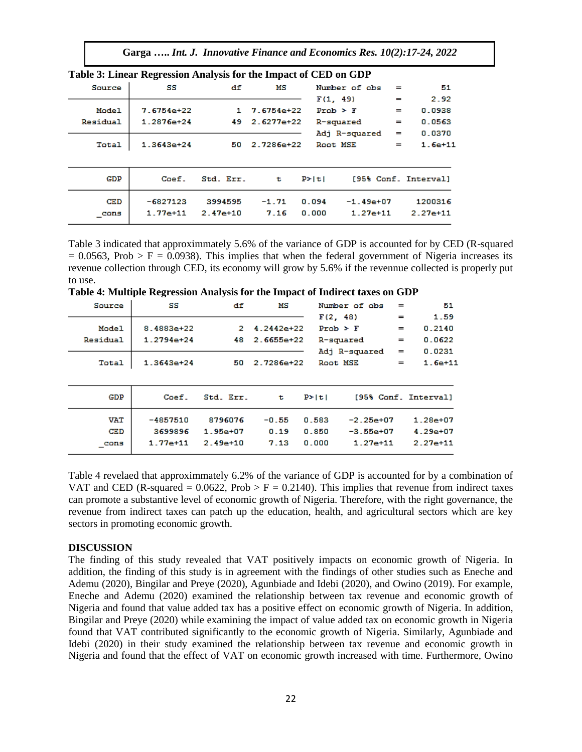**Table 3: Linear Regression Analysis for the Impact of CED on GDP**

| Source | SS | df | MS | | | |
|---|---|---|---|---|---|---|
| Model | 7.6754e+22 | 1 | 7.6754e+22 | Number of obs | = | 51 |
| Residual | 1.2876e+24 | 49 | 2.6277e+22 | F(1, 49) | = | 2.92 |
| | | | | Prob > F | = | 0.0938 |
| | | | | R-squared | = | 0.0563 |
| | | | | Adj R-squared | = | 0.0370 |
| Total | 1.3643e+24 | 50 | 2.7286e+22 | Root MSE | = | 1.6e+11 |

| GDP | Coef. | Std. Err. | t | P>\|t\| | [95% Conf. | Interval] |
|---|---|---|---|---|---|---|
| CED | -6827123 | 3994595 | -1.71 | 0.094 | -1.49e+07 | 1200316 |
| _cons | 1.77e+11 | 2.47e+10 | 7.16 | 0.000 | 1.27e+11 | 2.27e+11 |

Table 3 indicated that approximmately 5.6% of the variance of GDP is accounted for by CED (R-squared = 0.0563, Prob > F = 0.0938). This implies that when the federal government of Nigeria increases its revenue collection through CED, its economy will grow by 5.6% if the revennue collected is properly put to use.

**Table 4: Multiple Regression Analysis for the Impact of Indirect taxes on GDP**

| Source | SS | df | MS | | | |
|---|---|---|---|---|---|---|
| Model | 8.4883e+22 | 2 | 4.2442e+22 | Number of obs | = | 51 |
| Residual | 1.2794e+24 | 48 | 2.6655e+22 | F(2, 48) | = | 1.59 |
| | | | | Prob > F | = | 0.2140 |
| | | | | R-squared | = | 0.0622 |
| | | | | Adj R-squared | = | 0.0231 |
| Total | 1.3643e+24 | 50 | 2.7286e+22 | Root MSE | = | 1.6e+11 |

| GDP | Coef. | Std. Err. | t | P>\|t\| | [95% Conf. | Interval] |
|---|---|---|---|---|---|---|
| VAT | -4857510 | 8796076 | -0.55 | 0.583 | -2.25e+07 | 1.28e+07 |
| CED | 3699896 | 1.95e+07 | 0.19 | 0.850 | -3.55e+07 | 4.29e+07 |
| _cons | 1.77e+11 | 2.49e+10 | 7.13 | 0.000 | 1.27e+11 | 2.27e+11 |

Table 4 revelaed that approximmately 6.2% of the variance of GDP is accounted for by a combination of VAT and CED (R-squared = 0.0622, Prob > F = 0.2140). This implies that revenue from indirect taxes can promote a substantive level of economic growth of Nigeria. Therefore, with the right governance, the revenue from indirect taxes can patch up the education, health, and agricultural sectors which are key sectors in promoting economic growth.

## DISCUSSION

The finding of this study revealed that VAT positively impacts on economic growth of Nigeria. In addition, the finding of this study is in agreement with the findings of other studies such as Eneche and Ademu (2020), Bingilar and Preye (2020), Agunbiade and Idebi (2020), and Owino (2019). For example, Eneche and Ademu (2020) examined the relationship between tax revenue and economic growth of Nigeria and found that value added tax has a positive effect on economic growth of Nigeria. In addition, Bingilar and Preye (2020) while examining the impact of value added tax on economic growth in Nigeria found that VAT contributed significantly to the economic growth of Nigeria. Similarly, Agunbiade and Idebi (2020) in their study examined the relationship between tax revenue and economic growth in Nigeria and found that the effect of VAT on economic growth increased with time. Furthermore, Owino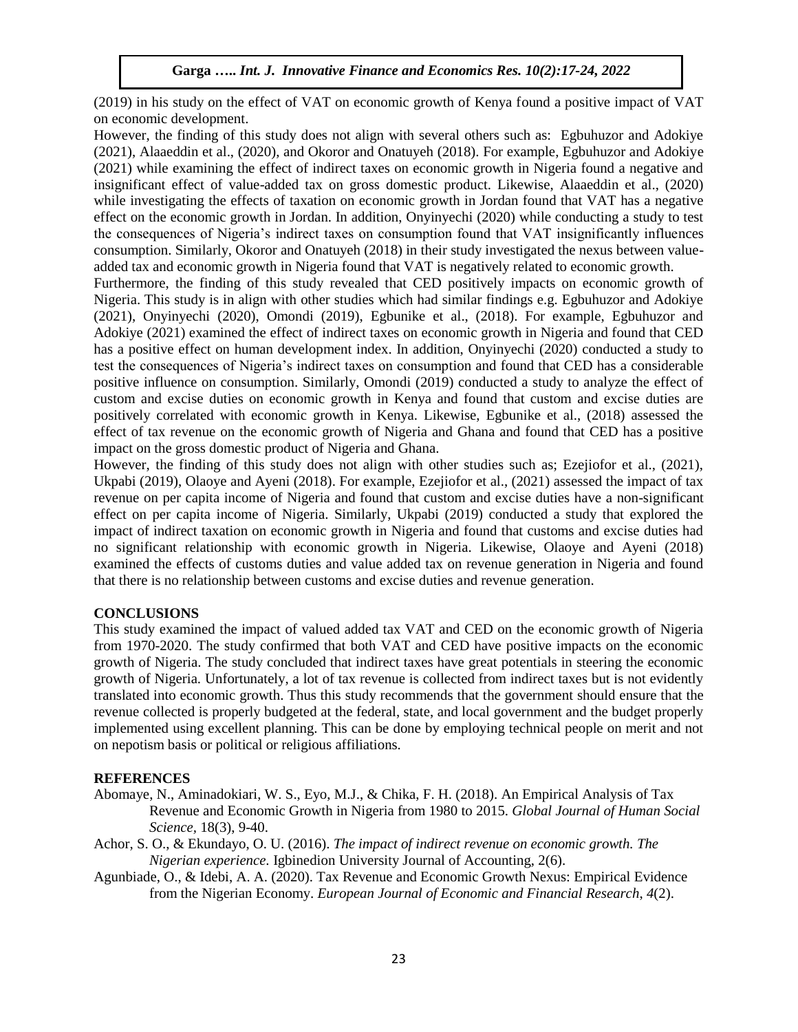(2019) in his study on the effect of VAT on economic growth of Kenya found a positive impact of VAT on economic development.

However, the finding of this study does not align with several others such as: Egbuhuzor and Adokiye (2021), Alaaeddin et al., (2020), and Okoror and Onatuyeh (2018). For example, Egbuhuzor and Adokiye (2021) while examining the effect of indirect taxes on economic growth in Nigeria found a negative and insignificant effect of value-added tax on gross domestic product. Likewise, Alaaeddin et al., (2020) while investigating the effects of taxation on economic growth in Jordan found that VAT has a negative effect on the economic growth in Jordan. In addition, Onyinyechi (2020) while conducting a study to test the consequences of Nigeria's indirect taxes on consumption found that VAT insignificantly influences consumption. Similarly, Okoror and Onatuyeh (2018) in their study investigated the nexus between value-added tax and economic growth in Nigeria found that VAT is negatively related to economic growth.

Furthermore, the finding of this study revealed that CED positively impacts on economic growth of Nigeria. This study is in align with other studies which had similar findings e.g. Egbuhuzor and Adokiye (2021), Onyinyechi (2020), Omondi (2019), Egbunike et al., (2018). For example, Egbuhuzor and Adokiye (2021) examined the effect of indirect taxes on economic growth in Nigeria and found that CED has a positive effect on human development index. In addition, Onyinyechi (2020) conducted a study to test the consequences of Nigeria's indirect taxes on consumption and found that CED has a considerable positive influence on consumption. Similarly, Omondi (2019) conducted a study to analyze the effect of custom and excise duties on economic growth in Kenya and found that custom and excise duties are positively correlated with economic growth in Kenya. Likewise, Egbunike et al., (2018) assessed the effect of tax revenue on the economic growth of Nigeria and Ghana and found that CED has a positive impact on the gross domestic product of Nigeria and Ghana.

However, the finding of this study does not align with other studies such as; Ezejiofor et al., (2021), Ukpabi (2019), Olaoye and Ayeni (2018). For example, Ezejiofor et al., (2021) assessed the impact of tax revenue on per capita income of Nigeria and found that custom and excise duties have a non-significant effect on per capita income of Nigeria. Similarly, Ukpabi (2019) conducted a study that explored the impact of indirect taxation on economic growth in Nigeria and found that customs and excise duties had no significant relationship with economic growth in Nigeria. Likewise, Olaoye and Ayeni (2018) examined the effects of customs duties and value added tax on revenue generation in Nigeria and found that there is no relationship between customs and excise duties and revenue generation.

## CONCLUSIONS

This study examined the impact of valued added tax VAT and CED on the economic growth of Nigeria from 1970-2020. The study confirmed that both VAT and CED have positive impacts on the economic growth of Nigeria. The study concluded that indirect taxes have great potentials in steering the economic growth of Nigeria. Unfortunately, a lot of tax revenue is collected from indirect taxes but is not evidently translated into economic growth. Thus this study recommends that the government should ensure that the revenue collected is properly budgeted at the federal, state, and local government and the budget properly implemented using excellent planning. This can be done by employing technical people on merit and not on nepotism basis or political or religious affiliations.

## REFERENCES

Abomaye, N., Aminadokiari, W. S., Eyo, M.J., & Chika, F. H. (2018). An Empirical Analysis of Tax Revenue and Economic Growth in Nigeria from 1980 to 2015. *Global Journal of Human Social Science*, 18(3), 9-40.

Achor, S. O., & Ekundayo, O. U. (2016). *The impact of indirect revenue on economic growth. The Nigerian experience*. Igbinedion University Journal of Accounting, 2(6).

Agunbiade, O., & Idebi, A. A. (2020). Tax Revenue and Economic Growth Nexus: Empirical Evidence from the Nigerian Economy. *European Journal of Economic and Financial Research*, *4*(2).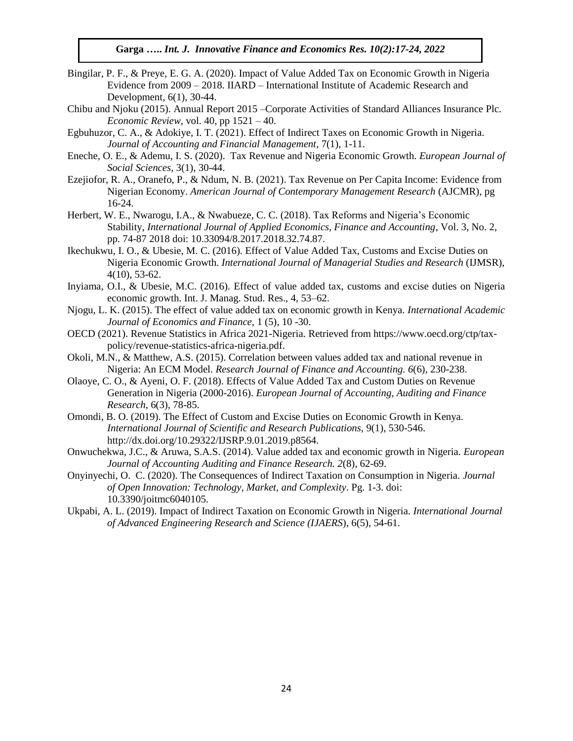Bingilar, P. F., & Preye, E. G. A. (2020). Impact of Value Added Tax on Economic Growth in Nigeria Evidence from 2009 – 2018. IIARD – International Institute of Academic Research and Development, 6(1), 30-44.

Chibu and Njoku (2015). Annual Report 2015 –Corporate Activities of Standard Alliances Insurance Plc. *Economic Review*, vol. 40, pp 1521 – 40.

Egbuhuzor, C. A., & Adokiye, I. T. (2021). Effect of Indirect Taxes on Economic Growth in Nigeria. *Journal of Accounting and Financial Management*, 7(1), 1-11.

Eneche, O. E., & Ademu, I. S. (2020). Tax Revenue and Nigeria Economic Growth. *European Journal of Social Sciences*, 3(1), 30-44.

Ezejiofor, R. A., Oranefo, P., & Ndum, N. B. (2021). Tax Revenue on Per Capita Income: Evidence from Nigerian Economy. *American Journal of Contemporary Management Research* (AJCMR), pg 16-24.

Herbert, W. E., Nwarogu, I.A., & Nwabueze, C. C. (2018). Tax Reforms and Nigeria's Economic Stability, *International Journal of Applied Economics, Finance and Accounting*, Vol. 3, No. 2, pp. 74-87 2018 doi: 10.33094/8.2017.2018.32.74.87.

Ikechukwu, I. O., & Ubesie, M. C. (2016). Effect of Value Added Tax, Customs and Excise Duties on Nigeria Economic Growth. *International Journal of Managerial Studies and Research* (IJMSR), 4(10), 53-62.

Inyiama, O.I., & Ubesie, M.C. (2016). Effect of value added tax, customs and excise duties on Nigeria economic growth. Int. J. Manag. Stud. Res., 4, 53–62.

Njogu, L. K. (2015). The effect of value added tax on economic growth in Kenya. *International Academic Journal of Economics and Finance*, 1 (5), 10 -30.

OECD (2021). Revenue Statistics in Africa 2021-Nigeria. Retrieved from https://www.oecd.org/ctp/tax-policy/revenue-statistics-africa-nigeria.pdf.

Okoli, M.N., & Matthew, A.S. (2015). Correlation between values added tax and national revenue in Nigeria: An ECM Model. *Research Journal of Finance and Accounting. 6*(6), 230-238.

Olaoye, C. O., & Ayeni, O. F. (2018). Effects of Value Added Tax and Custom Duties on Revenue Generation in Nigeria (2000-2016). *European Journal of Accounting, Auditing and Finance Research*, 6(3), 78-85.

Omondi, B. O. (2019). The Effect of Custom and Excise Duties on Economic Growth in Kenya. *International Journal of Scientific and Research Publications,* 9(1), 530-546. http://dx.doi.org/10.29322/IJSRP.9.01.2019.p8564.

Onwuchekwa, J.C., & Aruwa, S.A.S. (2014). Value added tax and economic growth in Nigeria. *European Journal of Accounting Auditing and Finance Research. 2*(8), 62-69.

Onyinyechi, O. C. (2020). The Consequences of Indirect Taxation on Consumption in Nigeria. *Journal of Open Innovation: Technology, Market, and Complexity*. Pg. 1-3. doi: 10.3390/joitmc6040105.

Ukpabi, A. L. (2019). Impact of Indirect Taxation on Economic Growth in Nigeria. *International Journal of Advanced Engineering Research and Science (IJAERS*), 6(5), 54-61.